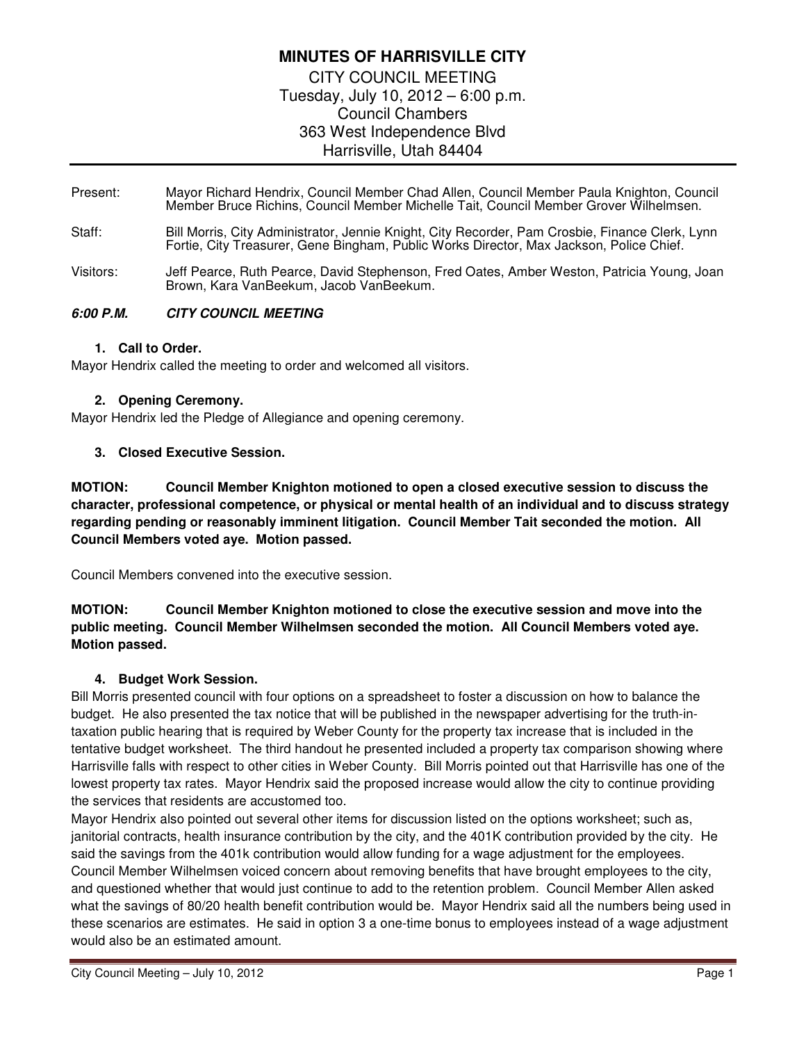# MINUTES OF HARRISVILLE CITY

CITY COUNCIL MEETING
Tuesday, July 10, 2012 – 6:00 p.m.
Council Chambers
363 West Independence Blvd
Harrisville, Utah 84404

---

Present: Mayor Richard Hendrix, Council Member Chad Allen, Council Member Paula Knighton, Council Member Bruce Richins, Council Member Michelle Tait, Council Member Grover Wilhelmsen.

Staff: Bill Morris, City Administrator, Jennie Knight, City Recorder, Pam Crosbie, Finance Clerk, Lynn Fortie, City Treasurer, Gene Bingham, Public Works Director, Max Jackson, Police Chief.

Visitors: Jeff Pearce, Ruth Pearce, David Stephenson, Fred Oates, Amber Weston, Patricia Young, Joan Brown, Kara VanBeekum, Jacob VanBeekum.

***6:00 P.M. CITY COUNCIL MEETING***

**1. Call to Order.**

Mayor Hendrix called the meeting to order and welcomed all visitors.

**2. Opening Ceremony.**

Mayor Hendrix led the Pledge of Allegiance and opening ceremony.

**3. Closed Executive Session.**

**MOTION: Council Member Knighton motioned to open a closed executive session to discuss the character, professional competence, or physical or mental health of an individual and to discuss strategy regarding pending or reasonably imminent litigation. Council Member Tait seconded the motion. All Council Members voted aye. Motion passed.**

Council Members convened into the executive session.

**MOTION: Council Member Knighton motioned to close the executive session and move into the public meeting. Council Member Wilhelmsen seconded the motion. All Council Members voted aye. Motion passed.**

**4. Budget Work Session.**

Bill Morris presented council with four options on a spreadsheet to foster a discussion on how to balance the budget. He also presented the tax notice that will be published in the newspaper advertising for the truth-in-taxation public hearing that is required by Weber County for the property tax increase that is included in the tentative budget worksheet. The third handout he presented included a property tax comparison showing where Harrisville falls with respect to other cities in Weber County. Bill Morris pointed out that Harrisville has one of the lowest property tax rates. Mayor Hendrix said the proposed increase would allow the city to continue providing the services that residents are accustomed too.

Mayor Hendrix also pointed out several other items for discussion listed on the options worksheet; such as, janitorial contracts, health insurance contribution by the city, and the 401K contribution provided by the city. He said the savings from the 401k contribution would allow funding for a wage adjustment for the employees. Council Member Wilhelmsen voiced concern about removing benefits that have brought employees to the city, and questioned whether that would just continue to add to the retention problem. Council Member Allen asked what the savings of 80/20 health benefit contribution would be. Mayor Hendrix said all the numbers being used in these scenarios are estimates. He said in option 3 a one-time bonus to employees instead of a wage adjustment would also be an estimated amount.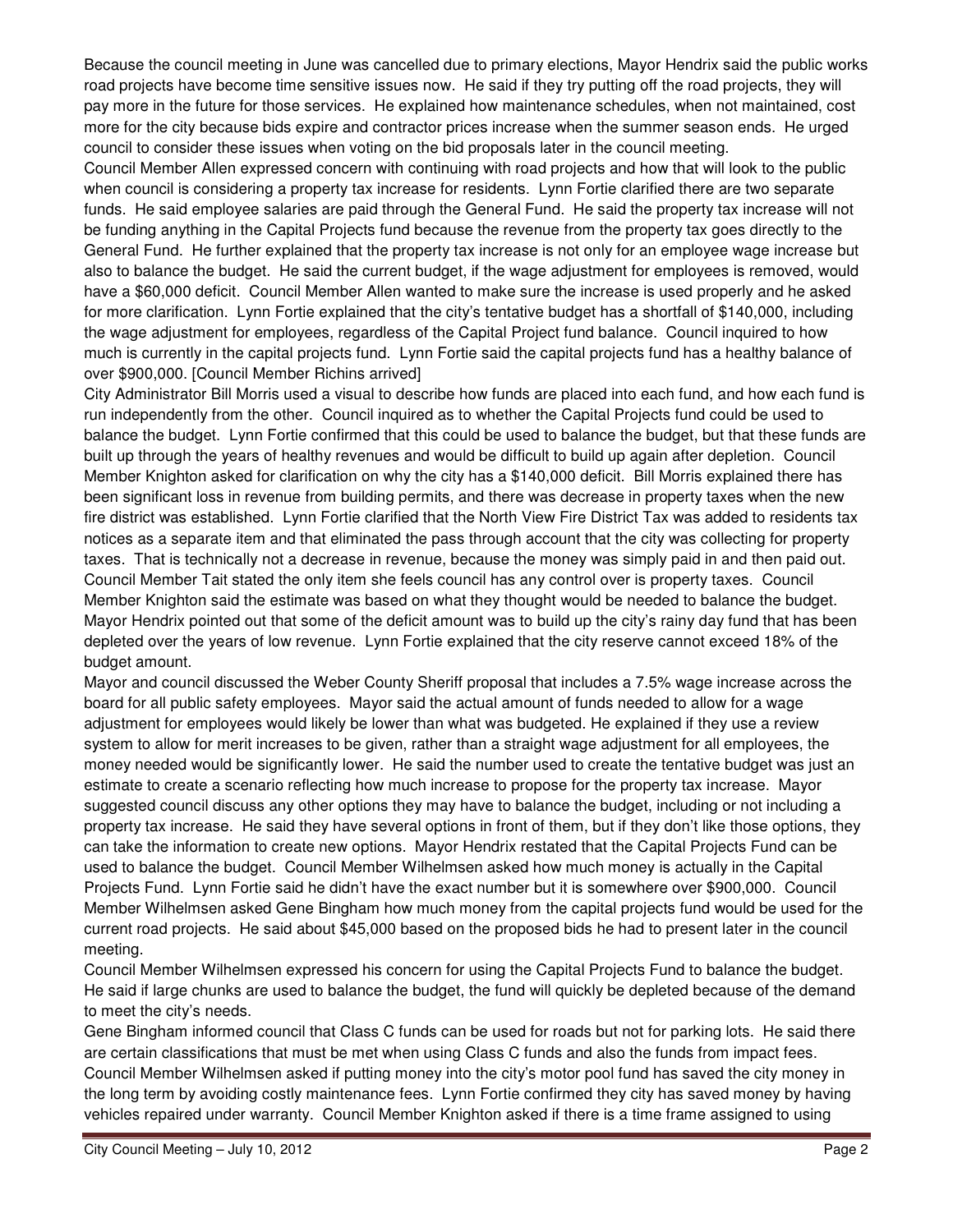Because the council meeting in June was cancelled due to primary elections, Mayor Hendrix said the public works road projects have become time sensitive issues now. He said if they try putting off the road projects, they will pay more in the future for those services. He explained how maintenance schedules, when not maintained, cost more for the city because bids expire and contractor prices increase when the summer season ends. He urged council to consider these issues when voting on the bid proposals later in the council meeting.

Council Member Allen expressed concern with continuing with road projects and how that will look to the public when council is considering a property tax increase for residents. Lynn Fortie clarified there are two separate funds. He said employee salaries are paid through the General Fund. He said the property tax increase will not be funding anything in the Capital Projects fund because the revenue from the property tax goes directly to the General Fund. He further explained that the property tax increase is not only for an employee wage increase but also to balance the budget. He said the current budget, if the wage adjustment for employees is removed, would have a $60,000 deficit. Council Member Allen wanted to make sure the increase is used properly and he asked for more clarification. Lynn Fortie explained that the city's tentative budget has a shortfall of $140,000, including the wage adjustment for employees, regardless of the Capital Project fund balance. Council inquired to how much is currently in the capital projects fund. Lynn Fortie said the capital projects fund has a healthy balance of over $900,000. [Council Member Richins arrived]

City Administrator Bill Morris used a visual to describe how funds are placed into each fund, and how each fund is run independently from the other. Council inquired as to whether the Capital Projects fund could be used to balance the budget. Lynn Fortie confirmed that this could be used to balance the budget, but that these funds are built up through the years of healthy revenues and would be difficult to build up again after depletion. Council Member Knighton asked for clarification on why the city has a $140,000 deficit. Bill Morris explained there has been significant loss in revenue from building permits, and there was decrease in property taxes when the new fire district was established. Lynn Fortie clarified that the North View Fire District Tax was added to residents tax notices as a separate item and that eliminated the pass through account that the city was collecting for property taxes. That is technically not a decrease in revenue, because the money was simply paid in and then paid out. Council Member Tait stated the only item she feels council has any control over is property taxes. Council Member Knighton said the estimate was based on what they thought would be needed to balance the budget. Mayor Hendrix pointed out that some of the deficit amount was to build up the city's rainy day fund that has been depleted over the years of low revenue. Lynn Fortie explained that the city reserve cannot exceed 18% of the budget amount.

Mayor and council discussed the Weber County Sheriff proposal that includes a 7.5% wage increase across the board for all public safety employees. Mayor said the actual amount of funds needed to allow for a wage adjustment for employees would likely be lower than what was budgeted. He explained if they use a review system to allow for merit increases to be given, rather than a straight wage adjustment for all employees, the money needed would be significantly lower. He said the number used to create the tentative budget was just an estimate to create a scenario reflecting how much increase to propose for the property tax increase. Mayor suggested council discuss any other options they may have to balance the budget, including or not including a property tax increase. He said they have several options in front of them, but if they don't like those options, they can take the information to create new options. Mayor Hendrix restated that the Capital Projects Fund can be used to balance the budget. Council Member Wilhelmsen asked how much money is actually in the Capital Projects Fund. Lynn Fortie said he didn't have the exact number but it is somewhere over $900,000. Council Member Wilhelmsen asked Gene Bingham how much money from the capital projects fund would be used for the current road projects. He said about $45,000 based on the proposed bids he had to present later in the council meeting.

Council Member Wilhelmsen expressed his concern for using the Capital Projects Fund to balance the budget. He said if large chunks are used to balance the budget, the fund will quickly be depleted because of the demand to meet the city's needs.

Gene Bingham informed council that Class C funds can be used for roads but not for parking lots. He said there are certain classifications that must be met when using Class C funds and also the funds from impact fees. Council Member Wilhelmsen asked if putting money into the city's motor pool fund has saved the city money in the long term by avoiding costly maintenance fees. Lynn Fortie confirmed they city has saved money by having vehicles repaired under warranty. Council Member Knighton asked if there is a time frame assigned to using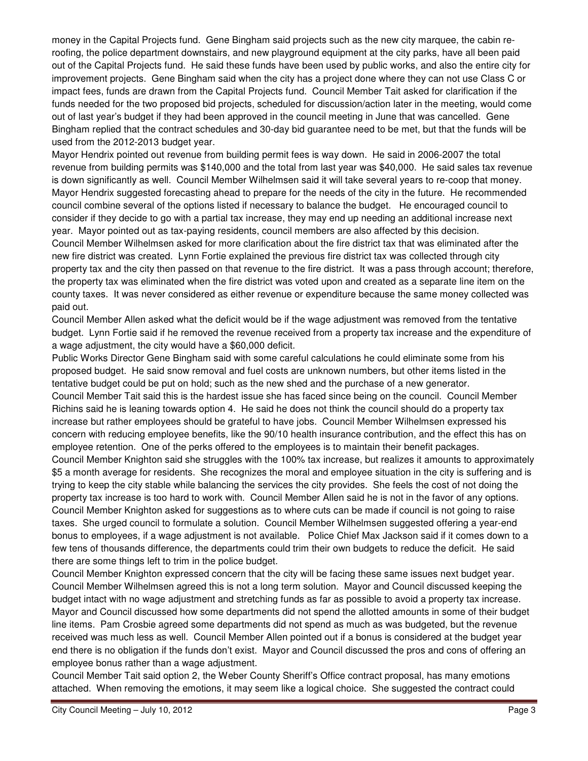money in the Capital Projects fund. Gene Bingham said projects such as the new city marquee, the cabin re-roofing, the police department downstairs, and new playground equipment at the city parks, have all been paid out of the Capital Projects fund. He said these funds have been used by public works, and also the entire city for improvement projects. Gene Bingham said when the city has a project done where they can not use Class C or impact fees, funds are drawn from the Capital Projects fund. Council Member Tait asked for clarification if the funds needed for the two proposed bid projects, scheduled for discussion/action later in the meeting, would come out of last year's budget if they had been approved in the council meeting in June that was cancelled. Gene Bingham replied that the contract schedules and 30-day bid guarantee need to be met, but that the funds will be used from the 2012-2013 budget year.

Mayor Hendrix pointed out revenue from building permit fees is way down. He said in 2006-2007 the total revenue from building permits was $140,000 and the total from last year was $40,000. He said sales tax revenue is down significantly as well. Council Member Wilhelmsen said it will take several years to re-coop that money. Mayor Hendrix suggested forecasting ahead to prepare for the needs of the city in the future. He recommended council combine several of the options listed if necessary to balance the budget. He encouraged council to consider if they decide to go with a partial tax increase, they may end up needing an additional increase next year. Mayor pointed out as tax-paying residents, council members are also affected by this decision.

Council Member Wilhelmsen asked for more clarification about the fire district tax that was eliminated after the new fire district was created. Lynn Fortie explained the previous fire district tax was collected through city property tax and the city then passed on that revenue to the fire district. It was a pass through account; therefore, the property tax was eliminated when the fire district was voted upon and created as a separate line item on the county taxes. It was never considered as either revenue or expenditure because the same money collected was paid out.

Council Member Allen asked what the deficit would be if the wage adjustment was removed from the tentative budget. Lynn Fortie said if he removed the revenue received from a property tax increase and the expenditure of a wage adjustment, the city would have a $60,000 deficit.

Public Works Director Gene Bingham said with some careful calculations he could eliminate some from his proposed budget. He said snow removal and fuel costs are unknown numbers, but other items listed in the tentative budget could be put on hold; such as the new shed and the purchase of a new generator.

Council Member Tait said this is the hardest issue she has faced since being on the council. Council Member Richins said he is leaning towards option 4. He said he does not think the council should do a property tax increase but rather employees should be grateful to have jobs. Council Member Wilhelmsen expressed his concern with reducing employee benefits, like the 90/10 health insurance contribution, and the effect this has on employee retention. One of the perks offered to the employees is to maintain their benefit packages.

Council Member Knighton said she struggles with the 100% tax increase, but realizes it amounts to approximately $5 a month average for residents. She recognizes the moral and employee situation in the city is suffering and is trying to keep the city stable while balancing the services the city provides. She feels the cost of not doing the property tax increase is too hard to work with. Council Member Allen said he is not in the favor of any options. Council Member Knighton asked for suggestions as to where cuts can be made if council is not going to raise taxes. She urged council to formulate a solution. Council Member Wilhelmsen suggested offering a year-end bonus to employees, if a wage adjustment is not available. Police Chief Max Jackson said if it comes down to a few tens of thousands difference, the departments could trim their own budgets to reduce the deficit. He said there are some things left to trim in the police budget.

Council Member Knighton expressed concern that the city will be facing these same issues next budget year. Council Member Wilhelmsen agreed this is not a long term solution. Mayor and Council discussed keeping the budget intact with no wage adjustment and stretching funds as far as possible to avoid a property tax increase. Mayor and Council discussed how some departments did not spend the allotted amounts in some of their budget line items. Pam Crosbie agreed some departments did not spend as much as was budgeted, but the revenue received was much less as well. Council Member Allen pointed out if a bonus is considered at the budget year end there is no obligation if the funds don't exist. Mayor and Council discussed the pros and cons of offering an employee bonus rather than a wage adjustment.

Council Member Tait said option 2, the Weber County Sheriff's Office contract proposal, has many emotions attached. When removing the emotions, it may seem like a logical choice. She suggested the contract could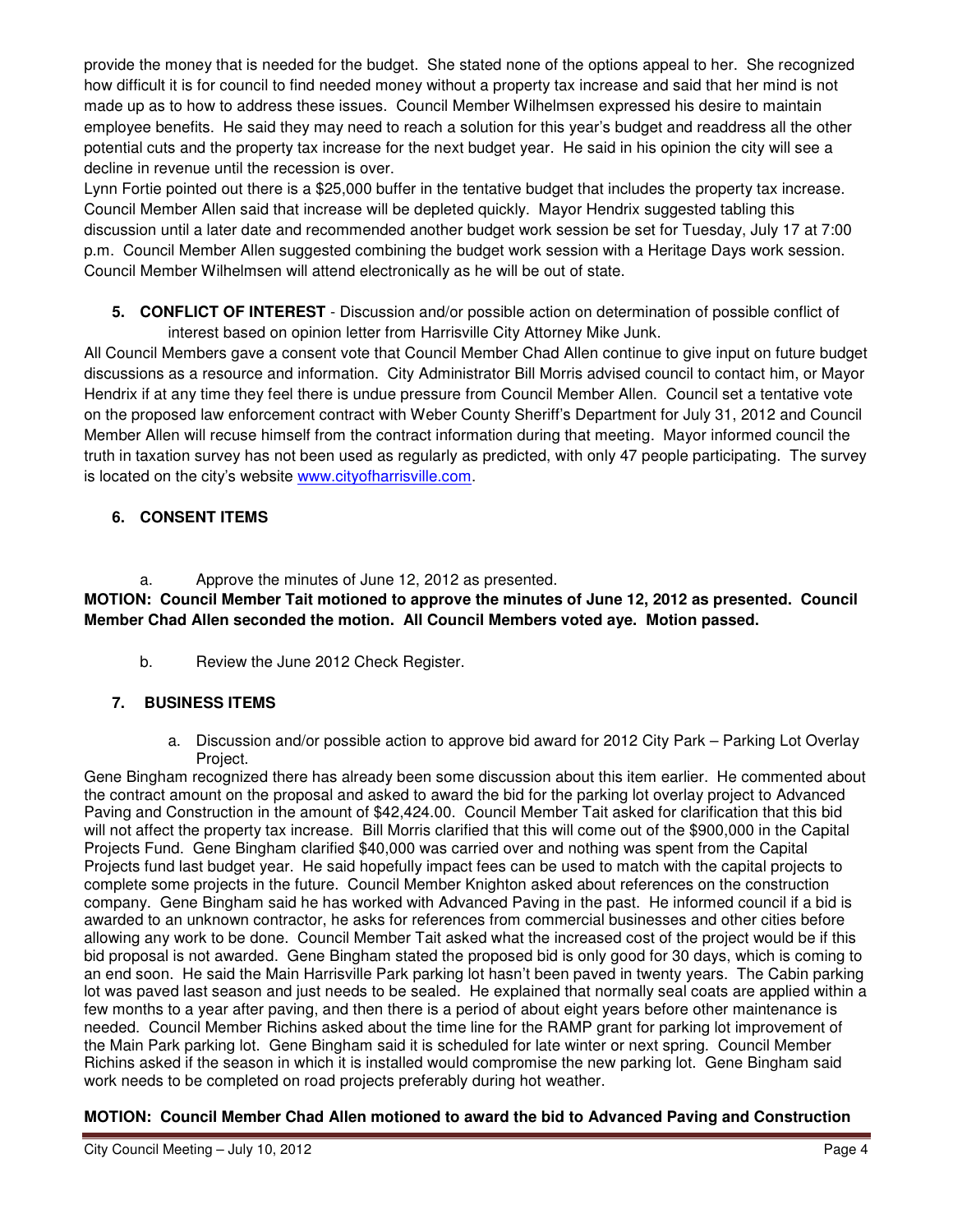provide the money that is needed for the budget. She stated none of the options appeal to her. She recognized how difficult it is for council to find needed money without a property tax increase and said that her mind is not made up as to how to address these issues. Council Member Wilhelmsen expressed his desire to maintain employee benefits. He said they may need to reach a solution for this year's budget and readdress all the other potential cuts and the property tax increase for the next budget year. He said in his opinion the city will see a decline in revenue until the recession is over.

Lynn Fortie pointed out there is a $25,000 buffer in the tentative budget that includes the property tax increase. Council Member Allen said that increase will be depleted quickly. Mayor Hendrix suggested tabling this discussion until a later date and recommended another budget work session be set for Tuesday, July 17 at 7:00 p.m. Council Member Allen suggested combining the budget work session with a Heritage Days work session. Council Member Wilhelmsen will attend electronically as he will be out of state.

**5. CONFLICT OF INTEREST** - Discussion and/or possible action on determination of possible conflict of interest based on opinion letter from Harrisville City Attorney Mike Junk.

All Council Members gave a consent vote that Council Member Chad Allen continue to give input on future budget discussions as a resource and information. City Administrator Bill Morris advised council to contact him, or Mayor Hendrix if at any time they feel there is undue pressure from Council Member Allen. Council set a tentative vote on the proposed law enforcement contract with Weber County Sheriff's Department for July 31, 2012 and Council Member Allen will recuse himself from the contract information during that meeting. Mayor informed council the truth in taxation survey has not been used as regularly as predicted, with only 47 people participating. The survey is located on the city's website www.cityofharrisville.com.

**6. CONSENT ITEMS**

a. Approve the minutes of June 12, 2012 as presented.

**MOTION: Council Member Tait motioned to approve the minutes of June 12, 2012 as presented. Council Member Chad Allen seconded the motion. All Council Members voted aye. Motion passed.**

b. Review the June 2012 Check Register.

**7. BUSINESS ITEMS**

a. Discussion and/or possible action to approve bid award for 2012 City Park – Parking Lot Overlay Project.

Gene Bingham recognized there has already been some discussion about this item earlier. He commented about the contract amount on the proposal and asked to award the bid for the parking lot overlay project to Advanced Paving and Construction in the amount of $42,424.00. Council Member Tait asked for clarification that this bid will not affect the property tax increase. Bill Morris clarified that this will come out of the $900,000 in the Capital Projects Fund. Gene Bingham clarified $40,000 was carried over and nothing was spent from the Capital Projects fund last budget year. He said hopefully impact fees can be used to match with the capital projects to complete some projects in the future. Council Member Knighton asked about references on the construction company. Gene Bingham said he has worked with Advanced Paving in the past. He informed council if a bid is awarded to an unknown contractor, he asks for references from commercial businesses and other cities before allowing any work to be done. Council Member Tait asked what the increased cost of the project would be if this bid proposal is not awarded. Gene Bingham stated the proposed bid is only good for 30 days, which is coming to an end soon. He said the Main Harrisville Park parking lot hasn't been paved in twenty years. The Cabin parking lot was paved last season and just needs to be sealed. He explained that normally seal coats are applied within a few months to a year after paving, and then there is a period of about eight years before other maintenance is needed. Council Member Richins asked about the time line for the RAMP grant for parking lot improvement of the Main Park parking lot. Gene Bingham said it is scheduled for late winter or next spring. Council Member Richins asked if the season in which it is installed would compromise the new parking lot. Gene Bingham said work needs to be completed on road projects preferably during hot weather.

**MOTION: Council Member Chad Allen motioned to award the bid to Advanced Paving and Construction**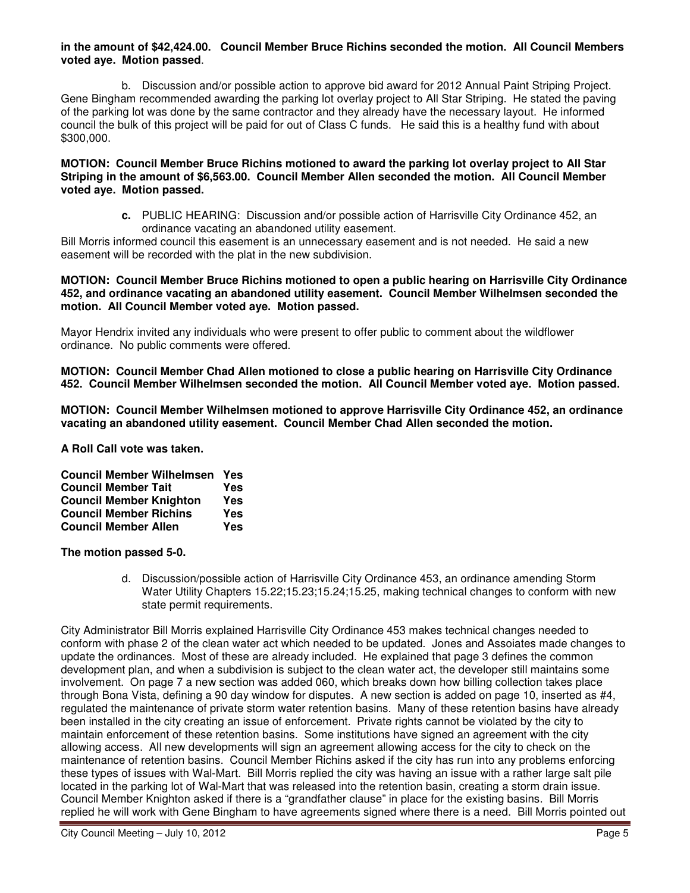**in the amount of $42,424.00. Council Member Bruce Richins seconded the motion. All Council Members voted aye. Motion passed**.

b. Discussion and/or possible action to approve bid award for 2012 Annual Paint Striping Project. Gene Bingham recommended awarding the parking lot overlay project to All Star Striping. He stated the paving of the parking lot was done by the same contractor and they already have the necessary layout. He informed council the bulk of this project will be paid for out of Class C funds. He said this is a healthy fund with about $300,000.

**MOTION: Council Member Bruce Richins motioned to award the parking lot overlay project to All Star Striping in the amount of $6,563.00. Council Member Allen seconded the motion. All Council Member voted aye. Motion passed.**

**c.** PUBLIC HEARING: Discussion and/or possible action of Harrisville City Ordinance 452, an ordinance vacating an abandoned utility easement.

Bill Morris informed council this easement is an unnecessary easement and is not needed. He said a new easement will be recorded with the plat in the new subdivision.

**MOTION: Council Member Bruce Richins motioned to open a public hearing on Harrisville City Ordinance 452, and ordinance vacating an abandoned utility easement. Council Member Wilhelmsen seconded the motion. All Council Member voted aye. Motion passed.**

Mayor Hendrix invited any individuals who were present to offer public to comment about the wildflower ordinance. No public comments were offered.

**MOTION: Council Member Chad Allen motioned to close a public hearing on Harrisville City Ordinance 452. Council Member Wilhelmsen seconded the motion. All Council Member voted aye. Motion passed.**

**MOTION: Council Member Wilhelmsen motioned to approve Harrisville City Ordinance 452, an ordinance vacating an abandoned utility easement. Council Member Chad Allen seconded the motion.**

**A Roll Call vote was taken.**

| | |
|---|---|
| **Council Member Wilhelmsen** | **Yes** |
| **Council Member Tait** | **Yes** |
| **Council Member Knighton** | **Yes** |
| **Council Member Richins** | **Yes** |
| **Council Member Allen** | **Yes** |

**The motion passed 5-0.**

d. Discussion/possible action of Harrisville City Ordinance 453, an ordinance amending Storm Water Utility Chapters 15.22;15.23;15.24;15.25, making technical changes to conform with new state permit requirements.

City Administrator Bill Morris explained Harrisville City Ordinance 453 makes technical changes needed to conform with phase 2 of the clean water act which needed to be updated. Jones and Assoiates made changes to update the ordinances. Most of these are already included. He explained that page 3 defines the common development plan, and when a subdivision is subject to the clean water act, the developer still maintains some involvement. On page 7 a new section was added 060, which breaks down how billing collection takes place through Bona Vista, defining a 90 day window for disputes. A new section is added on page 10, inserted as #4, regulated the maintenance of private storm water retention basins. Many of these retention basins have already been installed in the city creating an issue of enforcement. Private rights cannot be violated by the city to maintain enforcement of these retention basins. Some institutions have signed an agreement with the city allowing access. All new developments will sign an agreement allowing access for the city to check on the maintenance of retention basins. Council Member Richins asked if the city has run into any problems enforcing these types of issues with Wal-Mart. Bill Morris replied the city was having an issue with a rather large salt pile located in the parking lot of Wal-Mart that was released into the retention basin, creating a storm drain issue. Council Member Knighton asked if there is a "grandfather clause" in place for the existing basins. Bill Morris replied he will work with Gene Bingham to have agreements signed where there is a need. Bill Morris pointed out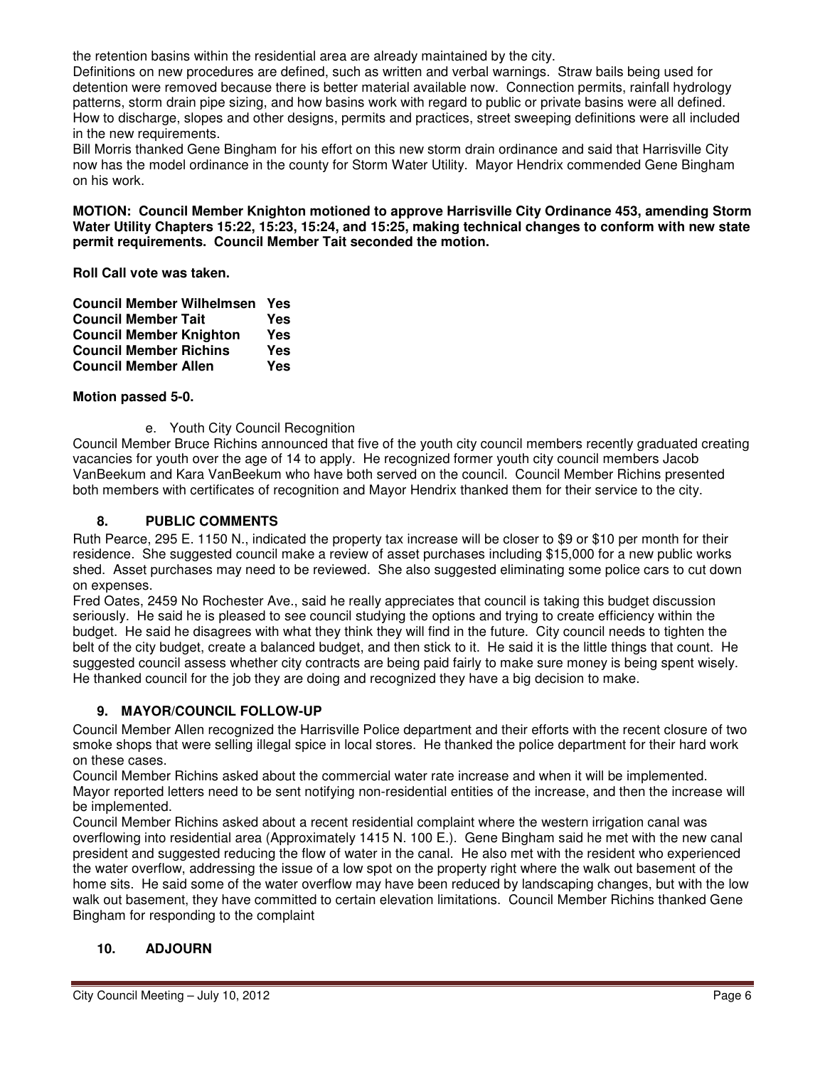the retention basins within the residential area are already maintained by the city.

Definitions on new procedures are defined, such as written and verbal warnings. Straw bails being used for detention were removed because there is better material available now. Connection permits, rainfall hydrology patterns, storm drain pipe sizing, and how basins work with regard to public or private basins were all defined. How to discharge, slopes and other designs, permits and practices, street sweeping definitions were all included in the new requirements.

Bill Morris thanked Gene Bingham for his effort on this new storm drain ordinance and said that Harrisville City now has the model ordinance in the county for Storm Water Utility. Mayor Hendrix commended Gene Bingham on his work.

**MOTION: Council Member Knighton motioned to approve Harrisville City Ordinance 453, amending Storm Water Utility Chapters 15:22, 15:23, 15:24, and 15:25, making technical changes to conform with new state permit requirements. Council Member Tait seconded the motion.**

**Roll Call vote was taken.**

| | |
|---|---|
| **Council Member Wilhelmsen** | **Yes** |
| **Council Member Tait** | **Yes** |
| **Council Member Knighton** | **Yes** |
| **Council Member Richins** | **Yes** |
| **Council Member Allen** | **Yes** |

**Motion passed 5-0.**

e. Youth City Council Recognition

Council Member Bruce Richins announced that five of the youth city council members recently graduated creating vacancies for youth over the age of 14 to apply. He recognized former youth city council members Jacob VanBeekum and Kara VanBeekum who have both served on the council. Council Member Richins presented both members with certificates of recognition and Mayor Hendrix thanked them for their service to the city.

## 8. PUBLIC COMMENTS

Ruth Pearce, 295 E. 1150 N., indicated the property tax increase will be closer to $9 or $10 per month for their residence. She suggested council make a review of asset purchases including $15,000 for a new public works shed. Asset purchases may need to be reviewed. She also suggested eliminating some police cars to cut down on expenses.

Fred Oates, 2459 No Rochester Ave., said he really appreciates that council is taking this budget discussion seriously. He said he is pleased to see council studying the options and trying to create efficiency within the budget. He said he disagrees with what they think they will find in the future. City council needs to tighten the belt of the city budget, create a balanced budget, and then stick to it. He said it is the little things that count. He suggested council assess whether city contracts are being paid fairly to make sure money is being spent wisely. He thanked council for the job they are doing and recognized they have a big decision to make.

## 9. MAYOR/COUNCIL FOLLOW-UP

Council Member Allen recognized the Harrisville Police department and their efforts with the recent closure of two smoke shops that were selling illegal spice in local stores. He thanked the police department for their hard work on these cases.

Council Member Richins asked about the commercial water rate increase and when it will be implemented. Mayor reported letters need to be sent notifying non-residential entities of the increase, and then the increase will be implemented.

Council Member Richins asked about a recent residential complaint where the western irrigation canal was overflowing into residential area (Approximately 1415 N. 100 E.). Gene Bingham said he met with the new canal president and suggested reducing the flow of water in the canal. He also met with the resident who experienced the water overflow, addressing the issue of a low spot on the property right where the walk out basement of the home sits. He said some of the water overflow may have been reduced by landscaping changes, but with the low walk out basement, they have committed to certain elevation limitations. Council Member Richins thanked Gene Bingham for responding to the complaint

## 10. ADJOURN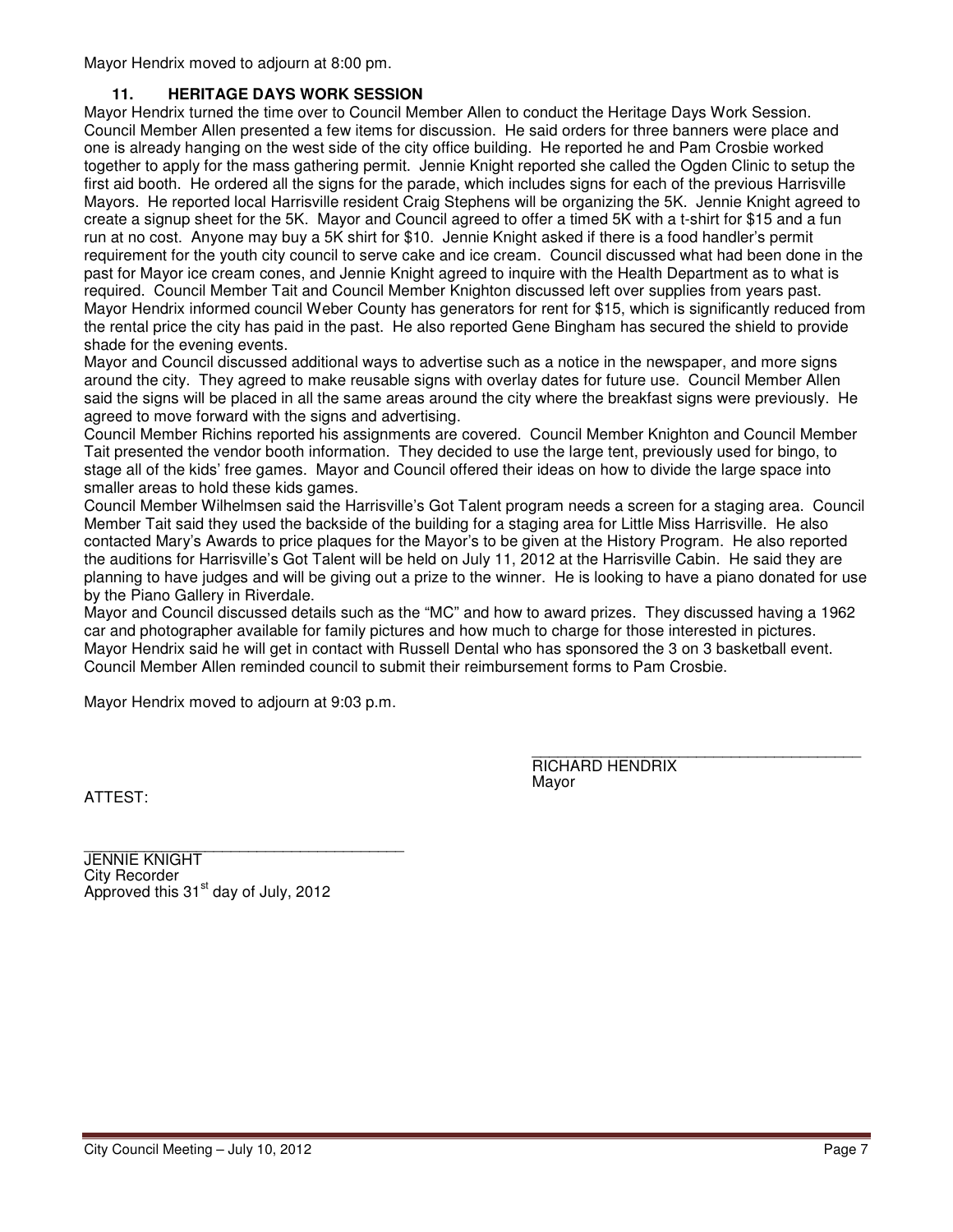Mayor Hendrix moved to adjourn at 8:00 pm.

### 11. HERITAGE DAYS WORK SESSION

Mayor Hendrix turned the time over to Council Member Allen to conduct the Heritage Days Work Session. Council Member Allen presented a few items for discussion. He said orders for three banners were place and one is already hanging on the west side of the city office building. He reported he and Pam Crosbie worked together to apply for the mass gathering permit. Jennie Knight reported she called the Ogden Clinic to setup the first aid booth. He ordered all the signs for the parade, which includes signs for each of the previous Harrisville Mayors. He reported local Harrisville resident Craig Stephens will be organizing the 5K. Jennie Knight agreed to create a signup sheet for the 5K. Mayor and Council agreed to offer a timed 5K with a t-shirt for $15 and a fun run at no cost. Anyone may buy a 5K shirt for $10. Jennie Knight asked if there is a food handler's permit requirement for the youth city council to serve cake and ice cream. Council discussed what had been done in the past for Mayor ice cream cones, and Jennie Knight agreed to inquire with the Health Department as to what is required. Council Member Tait and Council Member Knighton discussed left over supplies from years past. Mayor Hendrix informed council Weber County has generators for rent for $15, which is significantly reduced from the rental price the city has paid in the past. He also reported Gene Bingham has secured the shield to provide shade for the evening events.

Mayor and Council discussed additional ways to advertise such as a notice in the newspaper, and more signs around the city. They agreed to make reusable signs with overlay dates for future use. Council Member Allen said the signs will be placed in all the same areas around the city where the breakfast signs were previously. He agreed to move forward with the signs and advertising.

Council Member Richins reported his assignments are covered. Council Member Knighton and Council Member Tait presented the vendor booth information. They decided to use the large tent, previously used for bingo, to stage all of the kids' free games. Mayor and Council offered their ideas on how to divide the large space into smaller areas to hold these kids games.

Council Member Wilhelmsen said the Harrisville's Got Talent program needs a screen for a staging area. Council Member Tait said they used the backside of the building for a staging area for Little Miss Harrisville. He also contacted Mary's Awards to price plaques for the Mayor's to be given at the History Program. He also reported the auditions for Harrisville's Got Talent will be held on July 11, 2012 at the Harrisville Cabin. He said they are planning to have judges and will be giving out a prize to the winner. He is looking to have a piano donated for use by the Piano Gallery in Riverdale.

Mayor and Council discussed details such as the "MC" and how to award prizes. They discussed having a 1962 car and photographer available for family pictures and how much to charge for those interested in pictures. Mayor Hendrix said he will get in contact with Russell Dental who has sponsored the 3 on 3 basketball event. Council Member Allen reminded council to submit their reimbursement forms to Pam Crosbie.

Mayor Hendrix moved to adjourn at 9:03 p.m.

\_\_\_\_\_\_\_\_\_\_\_\_\_\_\_\_\_\_\_\_\_\_\_\_\_\_\_\_\_\_\_\_\_\_\_\_\_\_
RICHARD HENDRIX
Mayor

ATTEST:

\_\_\_\_\_\_\_\_\_\_\_\_\_\_\_\_\_\_\_\_\_\_\_\_\_\_\_\_\_\_\_\_\_\_\_\_\_\_
JENNIE KNIGHT
City Recorder
Approved this 31st day of July, 2012